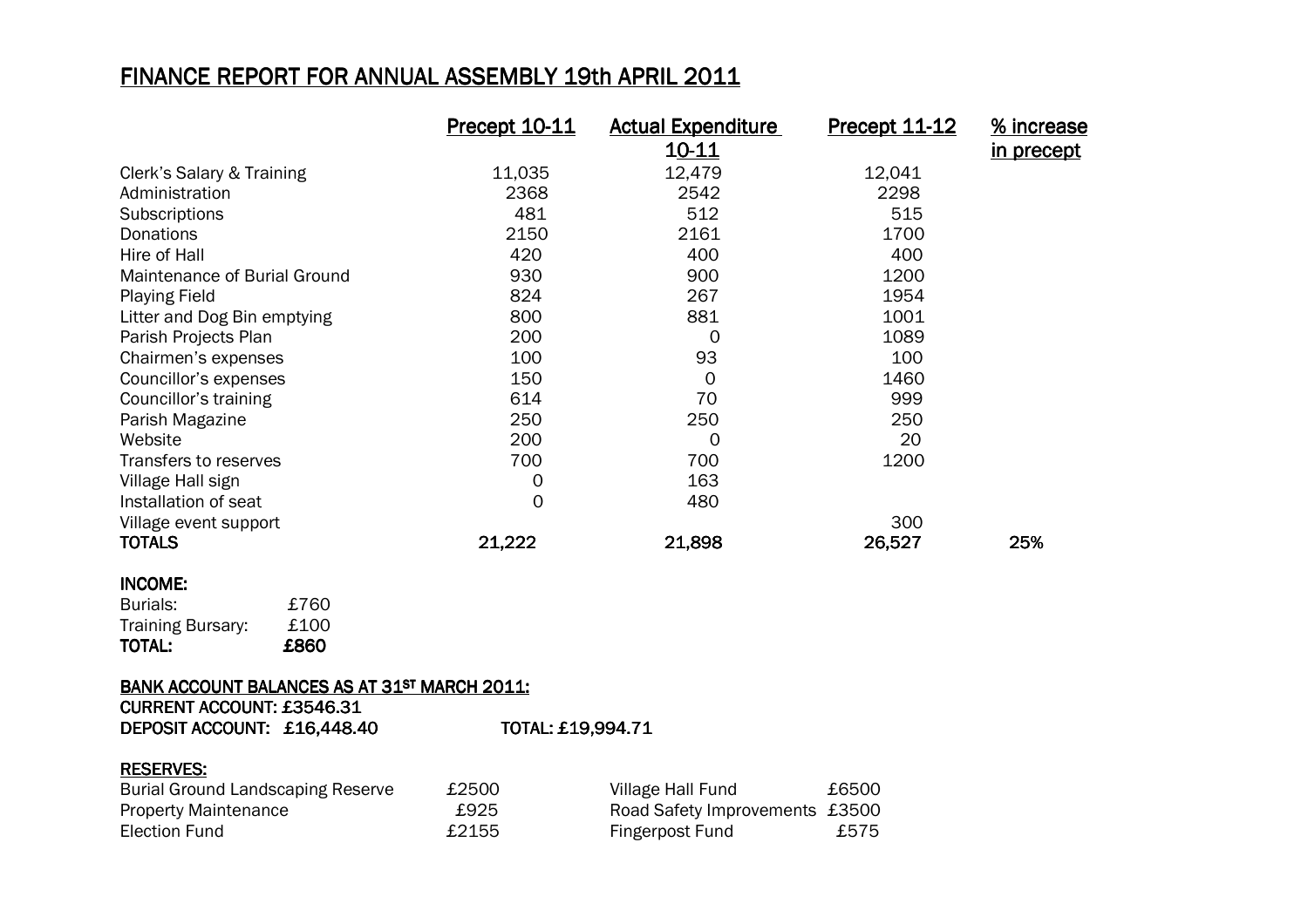# FINANCE REPORT FOR ANNUAL ASSEMBLY 19th APRIL 2011

| | Precept 10-11 | Actual Expenditure 10-11 | Precept 11-12 | % increase in precept |
|---|---|---|---|---|
| Clerk's Salary & Training | 11,035 | 12,479 | 12,041 | |
| Administration | 2368 | 2542 | 2298 | |
| Subscriptions | 481 | 512 | 515 | |
| Donations | 2150 | 2161 | 1700 | |
| Hire of Hall | 420 | 400 | 400 | |
| Maintenance of Burial Ground | 930 | 900 | 1200 | |
| Playing Field | 824 | 267 | 1954 | |
| Litter and Dog Bin emptying | 800 | 881 | 1001 | |
| Parish Projects Plan | 200 | 0 | 1089 | |
| Chairmen's expenses | 100 | 93 | 100 | |
| Councillor's expenses | 150 | 0 | 1460 | |
| Councillor's training | 614 | 70 | 999 | |
| Parish Magazine | 250 | 250 | 250 | |
| Website | 200 | 0 | 20 | |
| Transfers to reserves | 700 | 700 | 1200 | |
| Village Hall sign | 0 | 163 | | |
| Installation of seat | 0 | 480 | | |
| Village event support | | | 300 | |
| **TOTALS** | **21,222** | **21,898** | **26,527** | **25%** |

**INCOME:**

| | |
|---|---|
| Burials: | £760 |
| Training Bursary: | £100 |
| **TOTAL:** | **£860** |

**BANK ACCOUNT BALANCES AS AT 31ST MARCH 2011:**

**CURRENT ACCOUNT: £3546.31**

**DEPOSIT ACCOUNT: £16,448.40** **TOTAL: £19,994.71**

**RESERVES:**

| | | | |
|---|---|---|---|
| Burial Ground Landscaping Reserve | £2500 | Village Hall Fund | £6500 |
| Property Maintenance | £925 | Road Safety Improvements | £3500 |
| Election Fund | £2155 | Fingerpost Fund | £575 |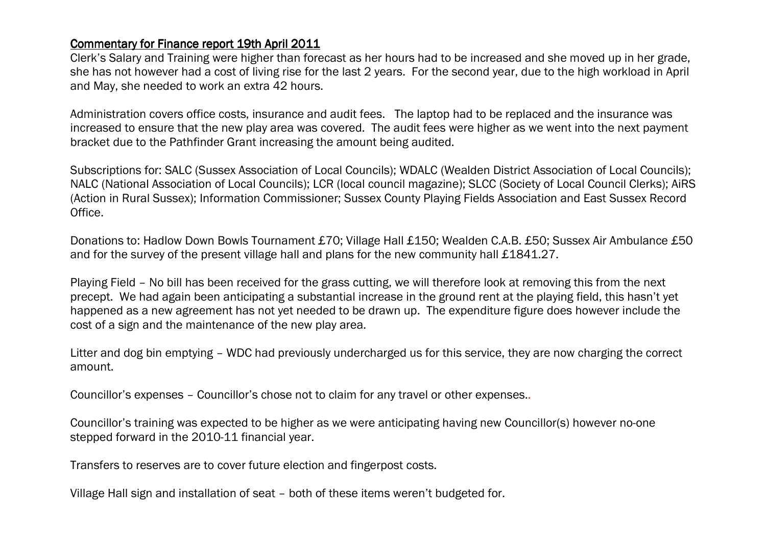## Commentary for Finance report 19th April 2011

Clerk's Salary and Training were higher than forecast as her hours had to be increased and she moved up in her grade, she has not however had a cost of living rise for the last 2 years. For the second year, due to the high workload in April and May, she needed to work an extra 42 hours.

Administration covers office costs, insurance and audit fees. The laptop had to be replaced and the insurance was increased to ensure that the new play area was covered. The audit fees were higher as we went into the next payment bracket due to the Pathfinder Grant increasing the amount being audited.

Subscriptions for: SALC (Sussex Association of Local Councils); WDALC (Wealden District Association of Local Councils); NALC (National Association of Local Councils); LCR (local council magazine); SLCC (Society of Local Council Clerks); AiRS (Action in Rural Sussex); Information Commissioner; Sussex County Playing Fields Association and East Sussex Record Office.

Donations to: Hadlow Down Bowls Tournament £70; Village Hall £150; Wealden C.A.B. £50; Sussex Air Ambulance £50 and for the survey of the present village hall and plans for the new community hall £1841.27.

Playing Field – No bill has been received for the grass cutting, we will therefore look at removing this from the next precept. We had again been anticipating a substantial increase in the ground rent at the playing field, this hasn't yet happened as a new agreement has not yet needed to be drawn up. The expenditure figure does however include the cost of a sign and the maintenance of the new play area.

Litter and dog bin emptying – WDC had previously undercharged us for this service, they are now charging the correct amount.

Councillor's expenses – Councillor's chose not to claim for any travel or other expenses..

Councillor's training was expected to be higher as we were anticipating having new Councillor(s) however no-one stepped forward in the 2010-11 financial year.

Transfers to reserves are to cover future election and fingerpost costs.

Village Hall sign and installation of seat – both of these items weren't budgeted for.